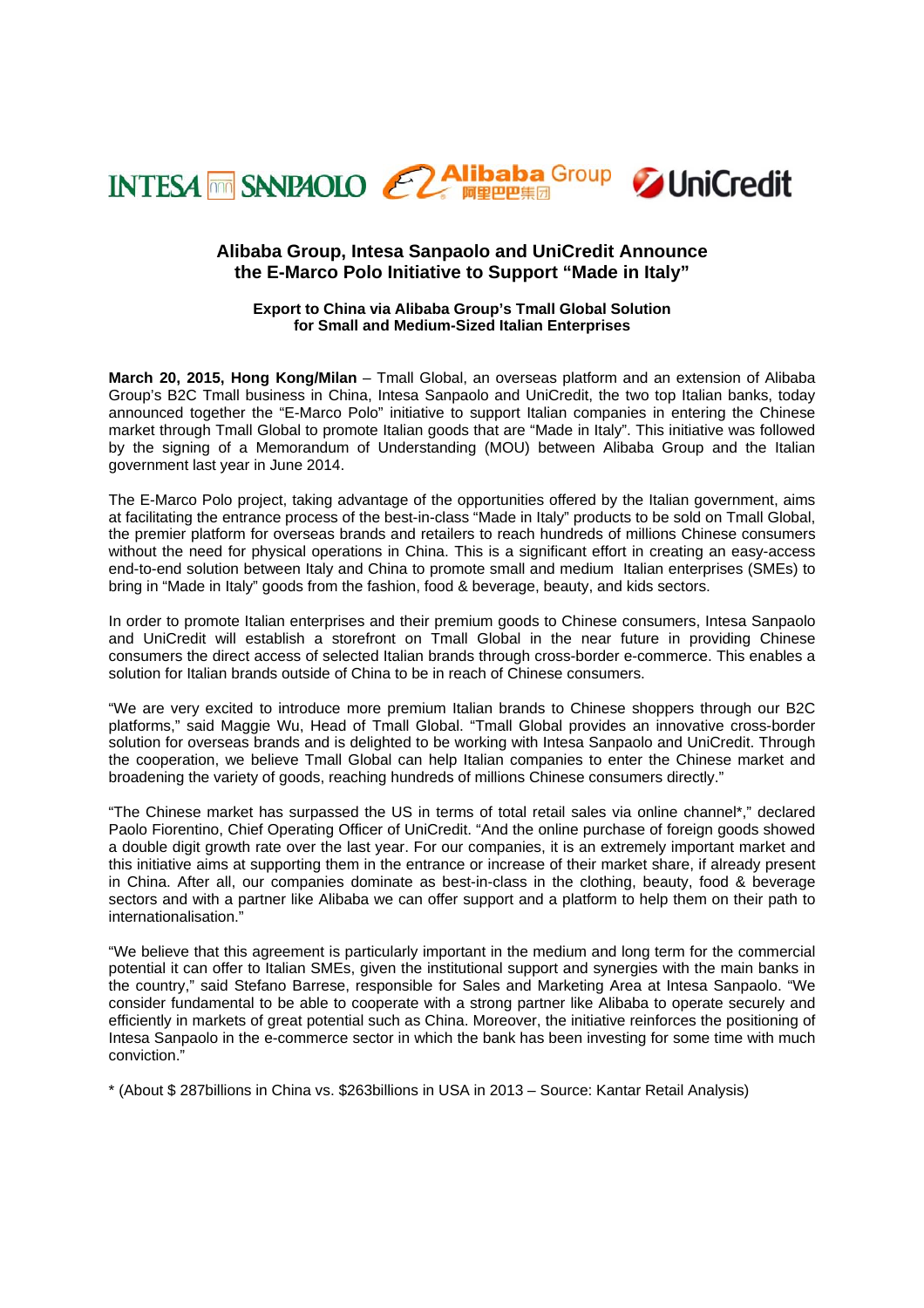INTESA SANPAOLO Alibaba Group 阿里巴巴集团 UniCredit

# Alibaba Group, Intesa Sanpaolo and UniCredit Announce the E-Marco Polo Initiative to Support "Made in Italy"

**Export to China via Alibaba Group's Tmall Global Solution for Small and Medium-Sized Italian Enterprises**

**March 20, 2015, Hong Kong/Milan** – Tmall Global, an overseas platform and an extension of Alibaba Group's B2C Tmall business in China, Intesa Sanpaolo and UniCredit, the two top Italian banks, today announced together the "E-Marco Polo" initiative to support Italian companies in entering the Chinese market through Tmall Global to promote Italian goods that are "Made in Italy". This initiative was followed by the signing of a Memorandum of Understanding (MOU) between Alibaba Group and the Italian government last year in June 2014.

The E-Marco Polo project, taking advantage of the opportunities offered by the Italian government, aims at facilitating the entrance process of the best-in-class "Made in Italy" products to be sold on Tmall Global, the premier platform for overseas brands and retailers to reach hundreds of millions Chinese consumers without the need for physical operations in China. This is a significant effort in creating an easy-access end-to-end solution between Italy and China to promote small and medium Italian enterprises (SMEs) to bring in "Made in Italy" goods from the fashion, food & beverage, beauty, and kids sectors.

In order to promote Italian enterprises and their premium goods to Chinese consumers, Intesa Sanpaolo and UniCredit will establish a storefront on Tmall Global in the near future in providing Chinese consumers the direct access of selected Italian brands through cross-border e-commerce. This enables a solution for Italian brands outside of China to be in reach of Chinese consumers.

"We are very excited to introduce more premium Italian brands to Chinese shoppers through our B2C platforms," said Maggie Wu, Head of Tmall Global. "Tmall Global provides an innovative cross-border solution for overseas brands and is delighted to be working with Intesa Sanpaolo and UniCredit. Through the cooperation, we believe Tmall Global can help Italian companies to enter the Chinese market and broadening the variety of goods, reaching hundreds of millions Chinese consumers directly."

"The Chinese market has surpassed the US in terms of total retail sales via online channel*," declared Paolo Fiorentino, Chief Operating Officer of UniCredit. "And the online purchase of foreign goods showed a double digit growth rate over the last year. For our companies, it is an extremely important market and this initiative aims at supporting them in the entrance or increase of their market share, if already present in China. After all, our companies dominate as best-in-class in the clothing, beauty, food & beverage sectors and with a partner like Alibaba we can offer support and a platform to help them on their path to internationalisation."

"We believe that this agreement is particularly important in the medium and long term for the commercial potential it can offer to Italian SMEs, given the institutional support and synergies with the main banks in the country," said Stefano Barrese, responsible for Sales and Marketing Area at Intesa Sanpaolo. "We consider fundamental to be able to cooperate with a strong partner like Alibaba to operate securely and efficiently in markets of great potential such as China. Moreover, the initiative reinforces the positioning of Intesa Sanpaolo in the e-commerce sector in which the bank has been investing for some time with much conviction."

* (About $ 287billions in China vs. $263billions in USA in 2013 – Source: Kantar Retail Analysis)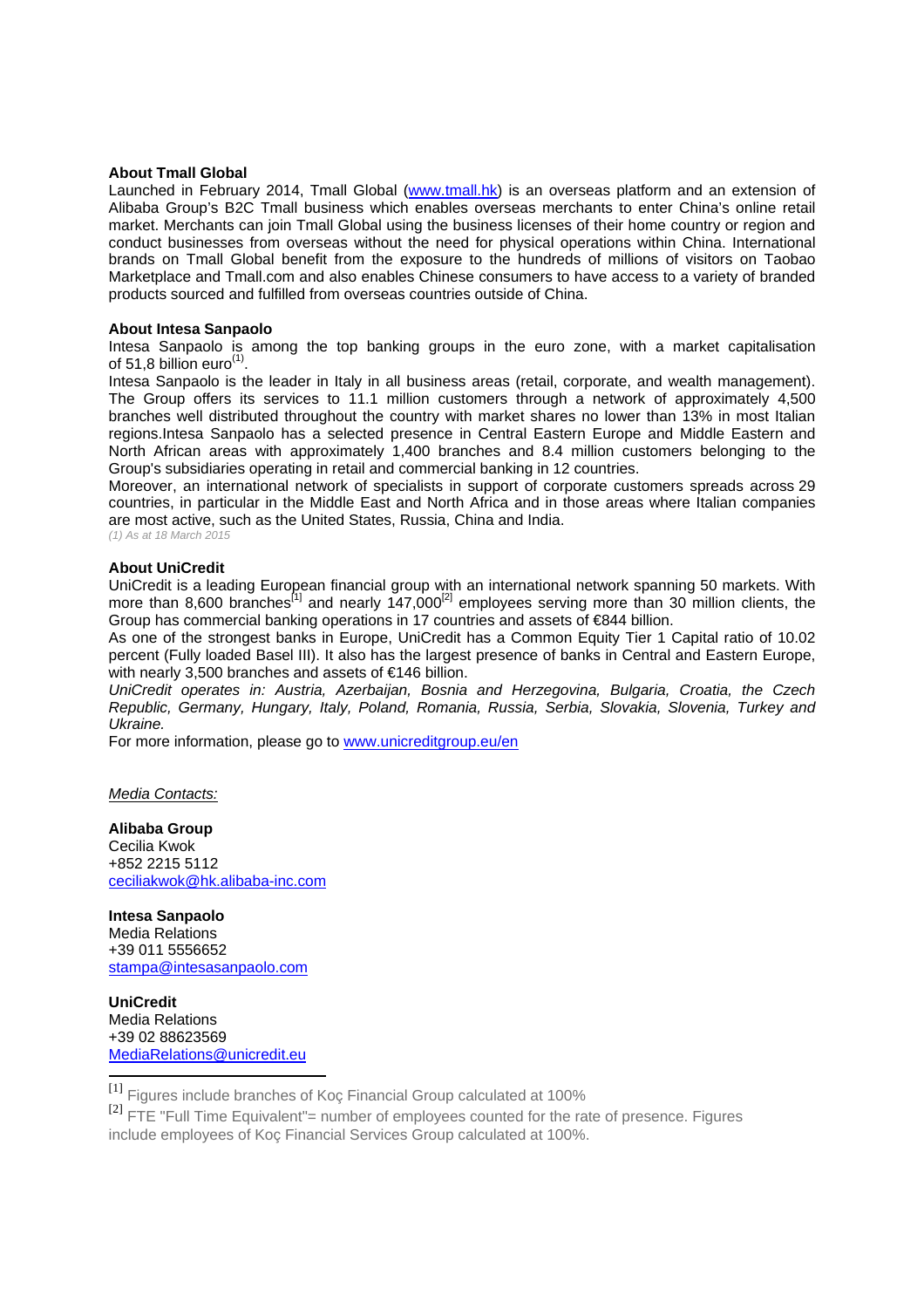**About Tmall Global**

Launched in February 2014, Tmall Global (www.tmall.hk) is an overseas platform and an extension of Alibaba Group's B2C Tmall business which enables overseas merchants to enter China's online retail market. Merchants can join Tmall Global using the business licenses of their home country or region and conduct businesses from overseas without the need for physical operations within China. International brands on Tmall Global benefit from the exposure to the hundreds of millions of visitors on Taobao Marketplace and Tmall.com and also enables Chinese consumers to have access to a variety of branded products sourced and fulfilled from overseas countries outside of China.

**About Intesa Sanpaolo**

Intesa Sanpaolo is among the top banking groups in the euro zone, with a market capitalisation of 51,8 billion euro(1).

Intesa Sanpaolo is the leader in Italy in all business areas (retail, corporate, and wealth management). The Group offers its services to 11.1 million customers through a network of approximately 4,500 branches well distributed throughout the country with market shares no lower than 13% in most Italian regions.Intesa Sanpaolo has a selected presence in Central Eastern Europe and Middle Eastern and North African areas with approximately 1,400 branches and 8.4 million customers belonging to the Group's subsidiaries operating in retail and commercial banking in 12 countries.

Moreover, an international network of specialists in support of corporate customers spreads across 29 countries, in particular in the Middle East and North Africa and in those areas where Italian companies are most active, such as the United States, Russia, China and India.

*(1) As at 18 March 2015*

**About UniCredit**

UniCredit is a leading European financial group with an international network spanning 50 markets. With more than 8,600 branches[1] and nearly 147,000[2] employees serving more than 30 million clients, the Group has commercial banking operations in 17 countries and assets of €844 billion.

As one of the strongest banks in Europe, UniCredit has a Common Equity Tier 1 Capital ratio of 10.02 percent (Fully loaded Basel III). It also has the largest presence of banks in Central and Eastern Europe, with nearly 3,500 branches and assets of €146 billion.

*UniCredit operates in: Austria, Azerbaijan, Bosnia and Herzegovina, Bulgaria, Croatia, the Czech Republic, Germany, Hungary, Italy, Poland, Romania, Russia, Serbia, Slovakia, Slovenia, Turkey and Ukraine.*

For more information, please go to www.unicreditgroup.eu/en

*Media Contacts:*

**Alibaba Group**
Cecilia Kwok
+852 2215 5112
ceciliakwok@hk.alibaba-inc.com

**Intesa Sanpaolo**
Media Relations
+39 011 5556652
stampa@intesasanpaolo.com

**UniCredit**
Media Relations
+39 02 88623569
MediaRelations@unicredit.eu

---

[1] Figures include branches of Koç Financial Group calculated at 100%

[2] FTE "Full Time Equivalent"= number of employees counted for the rate of presence. Figures include employees of Koç Financial Services Group calculated at 100%.